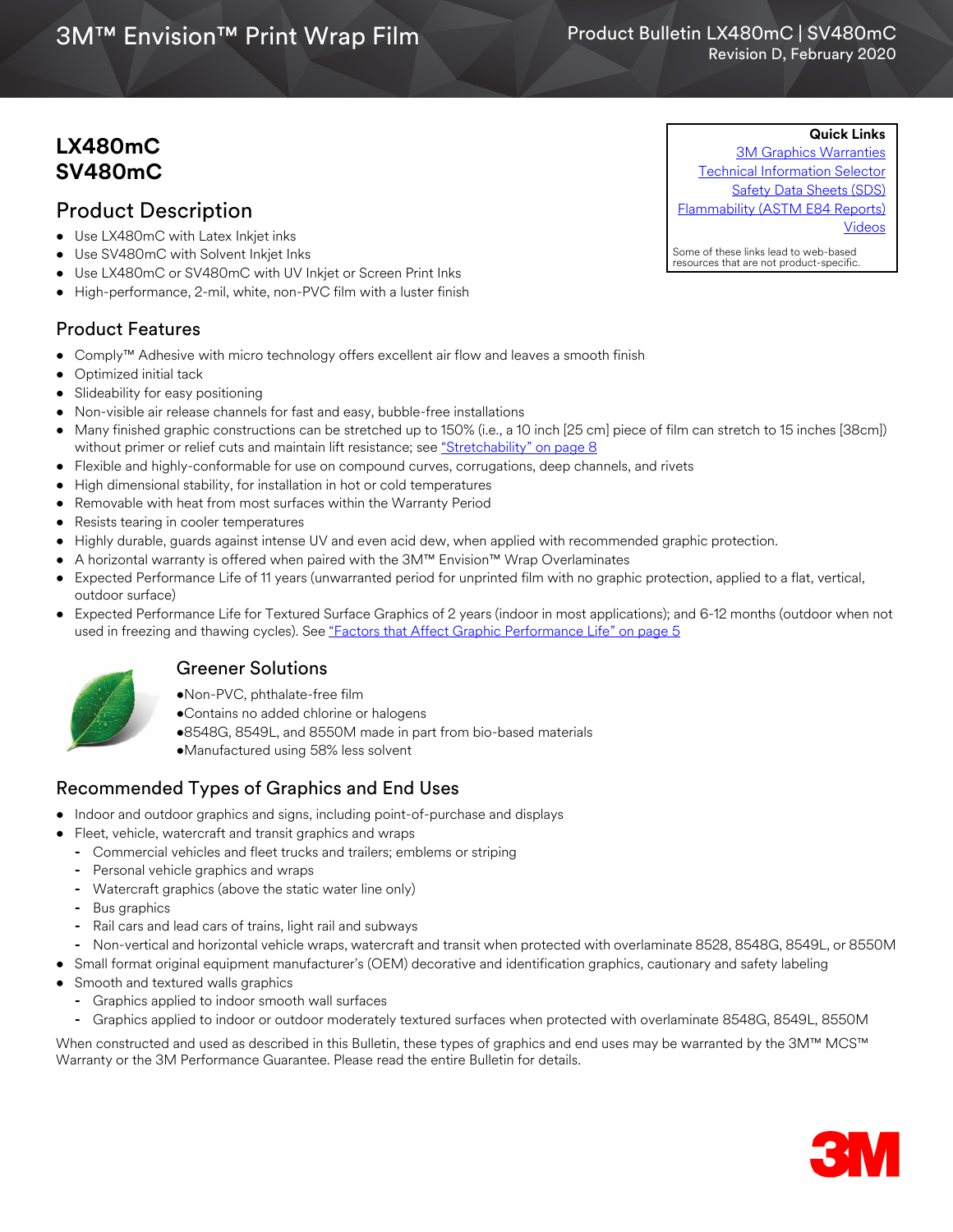3M™ Envision™ Print Wrap Film

Product Bulletin LX480mC | SV480mC
Revision D, February 2020

# LX480mC
# SV480mC

**Quick Links**
3M Graphics Warranties
Technical Information Selector
Safety Data Sheets (SDS)
Flammability (ASTM E84 Reports)
Videos

Some of these links lead to web-based resources that are not product-specific.

## Product Description

- Use LX480mC with Latex Inkjet inks
- Use SV480mC with Solvent Inkjet Inks
- Use LX480mC or SV480mC with UV Inkjet or Screen Print Inks
- High-performance, 2-mil, white, non-PVC film with a luster finish

## Product Features

- Comply™ Adhesive with micro technology offers excellent air flow and leaves a smooth finish
- Optimized initial tack
- Slideability for easy positioning
- Non-visible air release channels for fast and easy, bubble-free installations
- Many finished graphic constructions can be stretched up to 150% (i.e., a 10 inch [25 cm] piece of film can stretch to 15 inches [38cm]) without primer or relief cuts and maintain lift resistance; see "Stretchability" on page 8
- Flexible and highly-conformable for use on compound curves, corrugations, deep channels, and rivets
- High dimensional stability, for installation in hot or cold temperatures
- Removable with heat from most surfaces within the Warranty Period
- Resists tearing in cooler temperatures
- Highly durable, guards against intense UV and even acid dew, when applied with recommended graphic protection.
- A horizontal warranty is offered when paired with the 3M™ Envision™ Wrap Overlaminates
- Expected Performance Life of 11 years (unwarranted period for unprinted film with no graphic protection, applied to a flat, vertical, outdoor surface)
- Expected Performance Life for Textured Surface Graphics of 2 years (indoor in most applications); and 6-12 months (outdoor when not used in freezing and thawing cycles). See "Factors that Affect Graphic Performance Life" on page 5

## Greener Solutions

- Non-PVC, phthalate-free film
- Contains no added chlorine or halogens
- 8548G, 8549L, and 8550M made in part from bio-based materials
- Manufactured using 58% less solvent

## Recommended Types of Graphics and End Uses

- Indoor and outdoor graphics and signs, including point-of-purchase and displays
- Fleet, vehicle, watercraft and transit graphics and wraps
  - Commercial vehicles and fleet trucks and trailers; emblems or striping
  - Personal vehicle graphics and wraps
  - Watercraft graphics (above the static water line only)
  - Bus graphics
  - Rail cars and lead cars of trains, light rail and subways
  - Non-vertical and horizontal vehicle wraps, watercraft and transit when protected with overlaminate 8528, 8548G, 8549L, or 8550M
- Small format original equipment manufacturer's (OEM) decorative and identification graphics, cautionary and safety labeling
- Smooth and textured walls graphics
  - Graphics applied to indoor smooth wall surfaces
  - Graphics applied to indoor or outdoor moderately textured surfaces when protected with overlaminate 8548G, 8549L, 8550M

When constructed and used as described in this Bulletin, these types of graphics and end uses may be warranted by the 3M™ MCS™ Warranty or the 3M Performance Guarantee. Please read the entire Bulletin for details.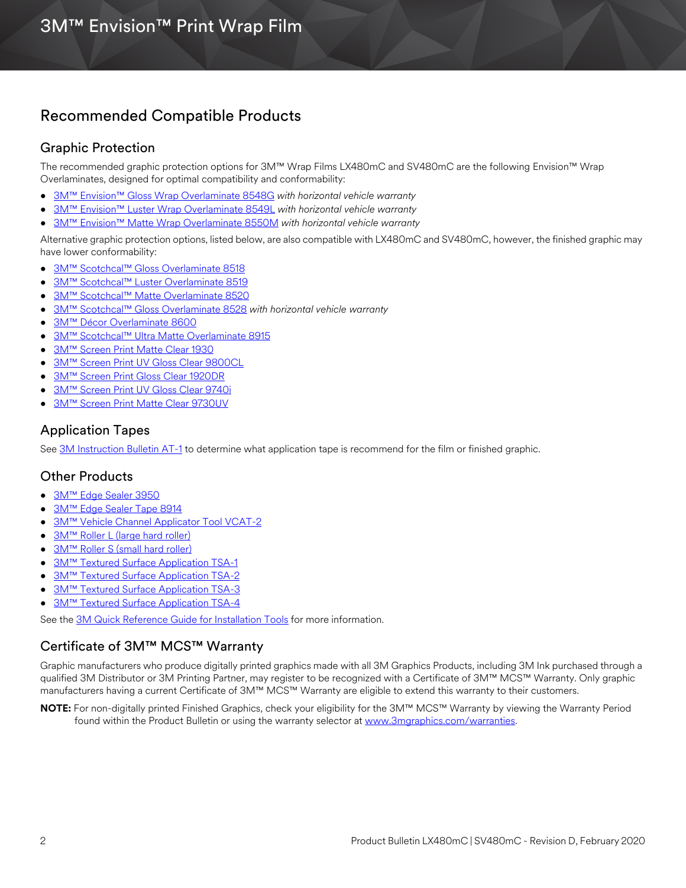## Recommended Compatible Products

### Graphic Protection

The recommended graphic protection options for 3M™ Wrap Films LX480mC and SV480mC are the following Envision™ Wrap Overlaminates, designed for optimal compatibility and conformability:

- 3M™ Envision™ Gloss Wrap Overlaminate 8548G *with horizontal vehicle warranty*
- 3M™ Envision™ Luster Wrap Overlaminate 8549L *with horizontal vehicle warranty*
- 3M™ Envision™ Matte Wrap Overlaminate 8550M *with horizontal vehicle warranty*

Alternative graphic protection options, listed below, are also compatible with LX480mC and SV480mC, however, the finished graphic may have lower conformability:

- 3M™ Scotchcal™ Gloss Overlaminate 8518
- 3M™ Scotchcal™ Luster Overlaminate 8519
- 3M™ Scotchcal™ Matte Overlaminate 8520
- 3M™ Scotchcal™ Gloss Overlaminate 8528 *with horizontal vehicle warranty*
- 3M™ Décor Overlaminate 8600
- 3M™ Scotchcal™ Ultra Matte Overlaminate 8915
- 3M™ Screen Print Matte Clear 1930
- 3M™ Screen Print UV Gloss Clear 9800CL
- 3M™ Screen Print Gloss Clear 1920DR
- 3M™ Screen Print UV Gloss Clear 9740i
- 3M™ Screen Print Matte Clear 9730UV

### Application Tapes

See 3M Instruction Bulletin AT-1 to determine what application tape is recommend for the film or finished graphic.

### Other Products

- 3M™ Edge Sealer 3950
- 3M™ Edge Sealer Tape 8914
- 3M™ Vehicle Channel Applicator Tool VCAT-2
- 3M™ Roller L (large hard roller)
- 3M™ Roller S (small hard roller)
- 3M™ Textured Surface Application TSA-1
- 3M™ Textured Surface Application TSA-2
- 3M™ Textured Surface Application TSA-3
- 3M™ Textured Surface Application TSA-4

See the 3M Quick Reference Guide for Installation Tools for more information.

## Certificate of 3M™ MCS™ Warranty

Graphic manufacturers who produce digitally printed graphics made with all 3M Graphics Products, including 3M Ink purchased through a qualified 3M Distributor or 3M Printing Partner, may register to be recognized with a Certificate of 3M™ MCS™ Warranty. Only graphic manufacturers having a current Certificate of 3M™ MCS™ Warranty are eligible to extend this warranty to their customers.

**NOTE:** For non-digitally printed Finished Graphics, check your eligibility for the 3M™ MCS™ Warranty by viewing the Warranty Period found within the Product Bulletin or using the warranty selector at www.3mgraphics.com/warranties.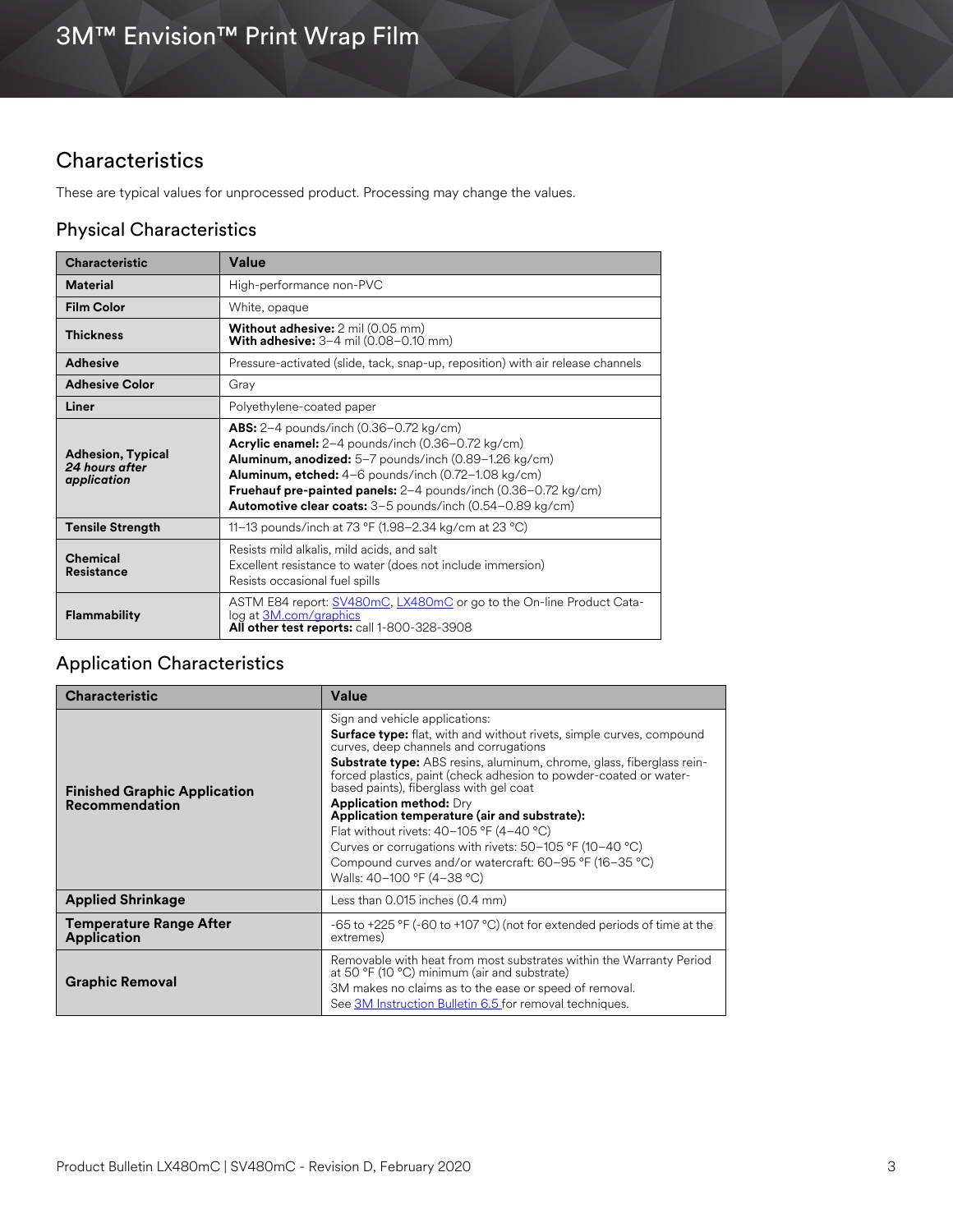# 3M™ Envision™ Print Wrap Film

## Characteristics

These are typical values for unprocessed product. Processing may change the values.

### Physical Characteristics

| Characteristic | Value |
|---|---|
| **Material** | High-performance non-PVC |
| **Film Color** | White, opaque |
| **Thickness** | **Without adhesive:** 2 mil (0.05 mm)<br>**With adhesive:** 3–4 mil (0.08–0.10 mm) |
| **Adhesive** | Pressure-activated (slide, tack, snap-up, reposition) with air release channels |
| **Adhesive Color** | Gray |
| **Liner** | Polyethylene-coated paper |
| **Adhesion, Typical** ***24 hours after application*** | **ABS:** 2–4 pounds/inch (0.36–0.72 kg/cm)<br>**Acrylic enamel:** 2–4 pounds/inch (0.36–0.72 kg/cm)<br>**Aluminum, anodized:** 5–7 pounds/inch (0.89–1.26 kg/cm)<br>**Aluminum, etched:** 4–6 pounds/inch (0.72–1.08 kg/cm)<br>**Fruehauf pre-painted panels:** 2–4 pounds/inch (0.36–0.72 kg/cm)<br>**Automotive clear coats:** 3–5 pounds/inch (0.54–0.89 kg/cm) |
| **Tensile Strength** | 11–13 pounds/inch at 73 °F (1.98–2.34 kg/cm at 23 °C) |
| **Chemical Resistance** | Resists mild alkalis, mild acids, and salt<br>Excellent resistance to water (does not include immersion)<br>Resists occasional fuel spills |
| **Flammability** | ASTM E84 report: SV480mC, LX480mC or go to the On-line Product Catalog at 3M.com/graphics<br>**All other test reports:** call 1-800-328-3908 |

### Application Characteristics

| Characteristic | Value |
|---|---|
| **Finished Graphic Application Recommendation** | Sign and vehicle applications:<br>**Surface type:** flat, with and without rivets, simple curves, compound curves, deep channels and corrugations<br>**Substrate type:** ABS resins, aluminum, chrome, glass, fiberglass reinforced plastics, paint (check adhesion to powder-coated or water-based paints), fiberglass with gel coat<br>**Application method:** Dry<br>**Application temperature (air and substrate):**<br>Flat without rivets: 40–105 °F (4–40 °C)<br>Curves or corrugations with rivets: 50–105 °F (10–40 °C)<br>Compound curves and/or watercraft: 60–95 °F (16–35 °C)<br>Walls: 40–100 °F (4–38 °C) |
| **Applied Shrinkage** | Less than 0.015 inches (0.4 mm) |
| **Temperature Range After Application** | -65 to +225 °F (-60 to +107 °C) (not for extended periods of time at the extremes) |
| **Graphic Removal** | Removable with heat from most substrates within the Warranty Period at 50 °F (10 °C) minimum (air and substrate)<br>3M makes no claims as to the ease or speed of removal.<br>See 3M Instruction Bulletin 6.5 for removal techniques. |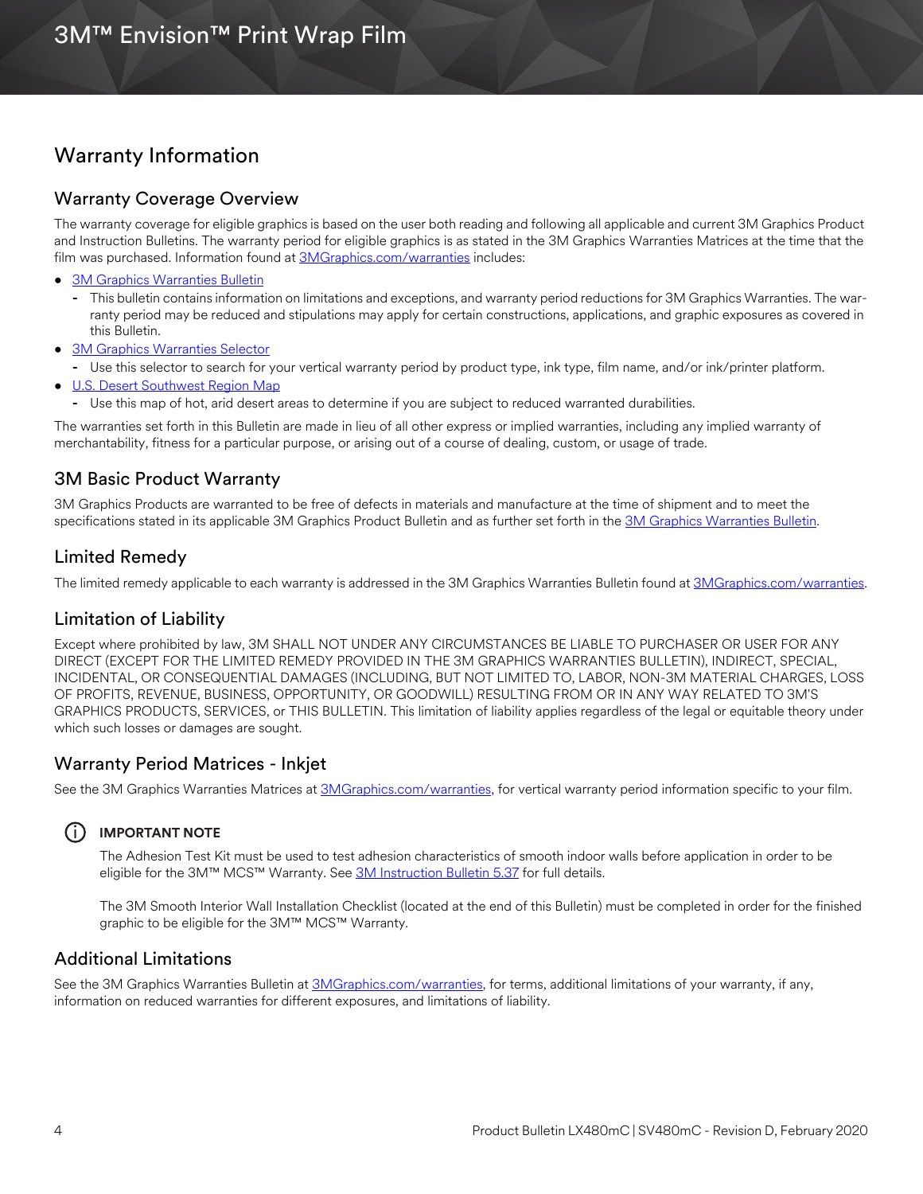# Warranty Information

## Warranty Coverage Overview

The warranty coverage for eligible graphics is based on the user both reading and following all applicable and current 3M Graphics Product and Instruction Bulletins. The warranty period for eligible graphics is as stated in the 3M Graphics Warranties Matrices at the time that the film was purchased. Information found at 3MGraphics.com/warranties includes:

- 3M Graphics Warranties Bulletin
  - This bulletin contains information on limitations and exceptions, and warranty period reductions for 3M Graphics Warranties. The warranty period may be reduced and stipulations may apply for certain constructions, applications, and graphic exposures as covered in this Bulletin.
- 3M Graphics Warranties Selector
  - Use this selector to search for your vertical warranty period by product type, ink type, film name, and/or ink/printer platform.
- U.S. Desert Southwest Region Map
  - Use this map of hot, arid desert areas to determine if you are subject to reduced warranted durabilities.

The warranties set forth in this Bulletin are made in lieu of all other express or implied warranties, including any implied warranty of merchantability, fitness for a particular purpose, or arising out of a course of dealing, custom, or usage of trade.

## 3M Basic Product Warranty

3M Graphics Products are warranted to be free of defects in materials and manufacture at the time of shipment and to meet the specifications stated in its applicable 3M Graphics Product Bulletin and as further set forth in the 3M Graphics Warranties Bulletin.

## Limited Remedy

The limited remedy applicable to each warranty is addressed in the 3M Graphics Warranties Bulletin found at 3MGraphics.com/warranties.

## Limitation of Liability

Except where prohibited by law, 3M SHALL NOT UNDER ANY CIRCUMSTANCES BE LIABLE TO PURCHASER OR USER FOR ANY DIRECT (EXCEPT FOR THE LIMITED REMEDY PROVIDED IN THE 3M GRAPHICS WARRANTIES BULLETIN), INDIRECT, SPECIAL, INCIDENTAL, OR CONSEQUENTIAL DAMAGES (INCLUDING, BUT NOT LIMITED TO, LABOR, NON-3M MATERIAL CHARGES, LOSS OF PROFITS, REVENUE, BUSINESS, OPPORTUNITY, OR GOODWILL) RESULTING FROM OR IN ANY WAY RELATED TO 3M'S GRAPHICS PRODUCTS, SERVICES, or THIS BULLETIN. This limitation of liability applies regardless of the legal or equitable theory under which such losses or damages are sought.

## Warranty Period Matrices - Inkjet

See the 3M Graphics Warranties Matrices at 3MGraphics.com/warranties, for vertical warranty period information specific to your film.

**IMPORTANT NOTE**

The Adhesion Test Kit must be used to test adhesion characteristics of smooth indoor walls before application in order to be eligible for the 3M™ MCS™ Warranty. See 3M Instruction Bulletin 5.37 for full details.

The 3M Smooth Interior Wall Installation Checklist (located at the end of this Bulletin) must be completed in order for the finished graphic to be eligible for the 3M™ MCS™ Warranty.

## Additional Limitations

See the 3M Graphics Warranties Bulletin at 3MGraphics.com/warranties, for terms, additional limitations of your warranty, if any, information on reduced warranties for different exposures, and limitations of liability.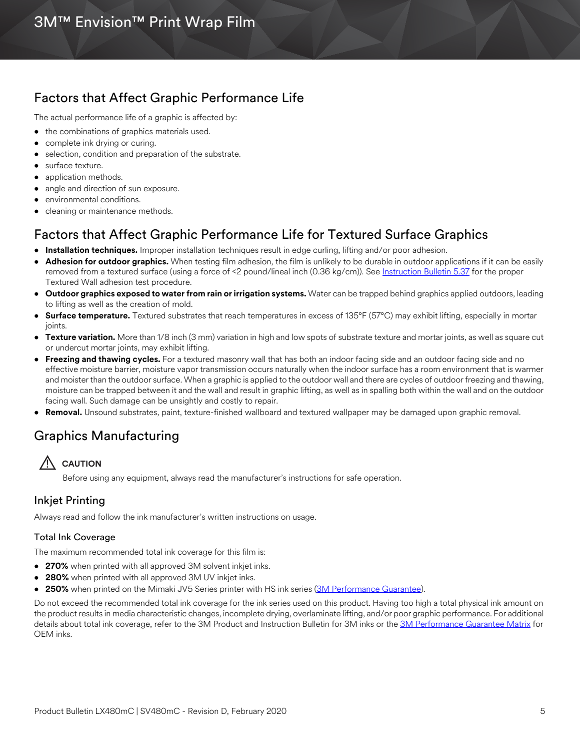## Factors that Affect Graphic Performance Life

The actual performance life of a graphic is affected by:

- the combinations of graphics materials used.
- complete ink drying or curing.
- selection, condition and preparation of the substrate.
- surface texture.
- application methods.
- angle and direction of sun exposure.
- environmental conditions.
- cleaning or maintenance methods.

## Factors that Affect Graphic Performance Life for Textured Surface Graphics

- **Installation techniques.** Improper installation techniques result in edge curling, lifting and/or poor adhesion.
- **Adhesion for outdoor graphics.** When testing film adhesion, the film is unlikely to be durable in outdoor applications if it can be easily removed from a textured surface (using a force of <2 pound/lineal inch (0.36 kg/cm)). See Instruction Bulletin 5.37 for the proper Textured Wall adhesion test procedure.
- **Outdoor graphics exposed to water from rain or irrigation systems.** Water can be trapped behind graphics applied outdoors, leading to lifting as well as the creation of mold.
- **Surface temperature.** Textured substrates that reach temperatures in excess of 135°F (57°C) may exhibit lifting, especially in mortar joints.
- **Texture variation.** More than 1/8 inch (3 mm) variation in high and low spots of substrate texture and mortar joints, as well as square cut or undercut mortar joints, may exhibit lifting.
- **Freezing and thawing cycles.** For a textured masonry wall that has both an indoor facing side and an outdoor facing side and no effective moisture barrier, moisture vapor transmission occurs naturally when the indoor surface has a room environment that is warmer and moister than the outdoor surface. When a graphic is applied to the outdoor wall and there are cycles of outdoor freezing and thawing, moisture can be trapped between it and the wall and result in graphic lifting, as well as in spalling both within the wall and on the outdoor facing wall. Such damage can be unsightly and costly to repair.
- **Removal.** Unsound substrates, paint, texture-finished wallboard and textured wallpaper may be damaged upon graphic removal.

## Graphics Manufacturing

⚠ **CAUTION**

Before using any equipment, always read the manufacturer's instructions for safe operation.

### Inkjet Printing

Always read and follow the ink manufacturer's written instructions on usage.

#### Total Ink Coverage

The maximum recommended total ink coverage for this film is:

- **270%** when printed with all approved 3M solvent inkjet inks.
- **280%** when printed with all approved 3M UV inkjet inks.
- **250%** when printed on the Mimaki JV5 Series printer with HS ink series (3M Performance Guarantee).

Do not exceed the recommended total ink coverage for the ink series used on this product. Having too high a total physical ink amount on the product results in media characteristic changes, incomplete drying, overlaminate lifting, and/or poor graphic performance. For additional details about total ink coverage, refer to the 3M Product and Instruction Bulletin for 3M inks or the 3M Performance Guarantee Matrix for OEM inks.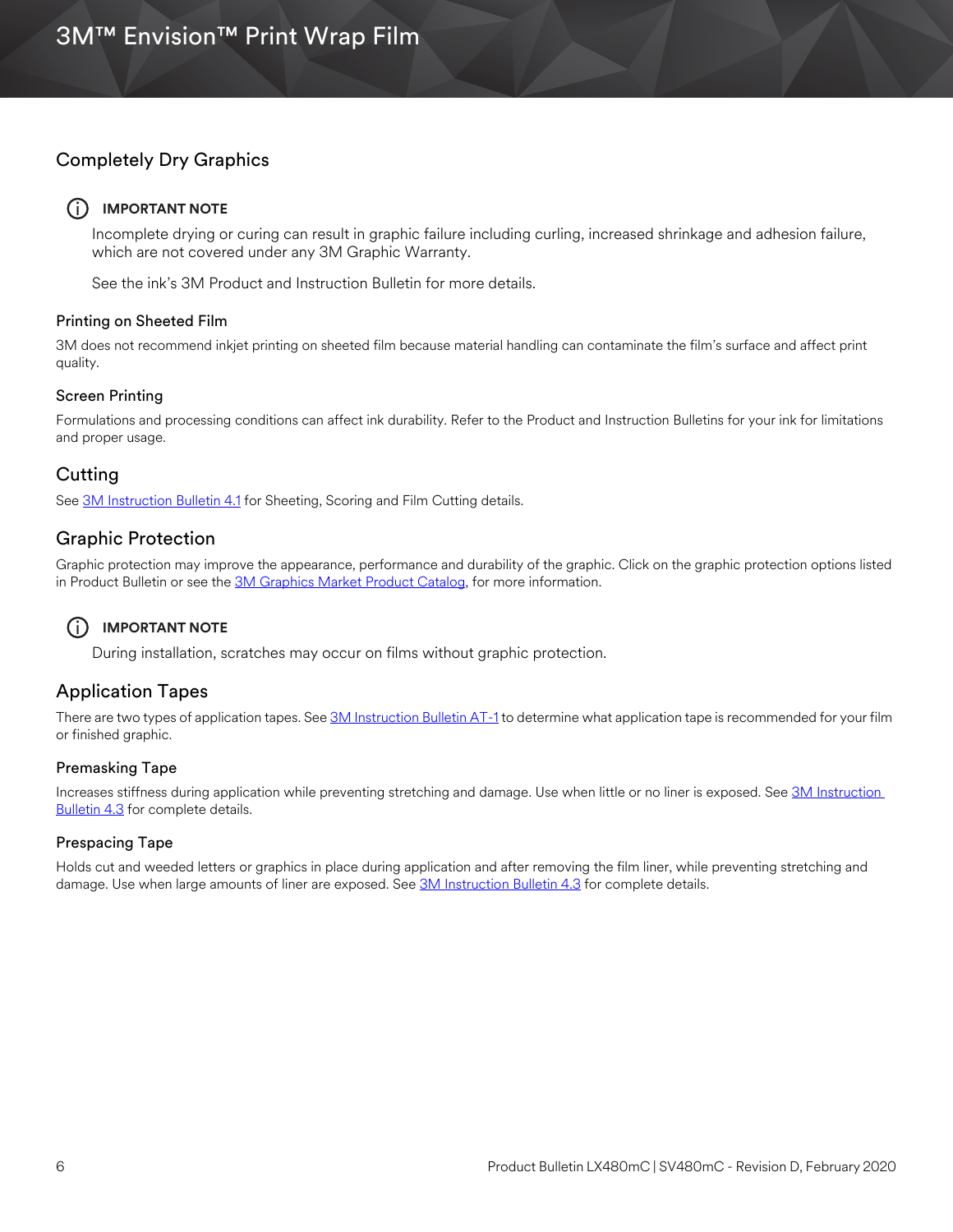## Completely Dry Graphics

**IMPORTANT NOTE**

Incomplete drying or curing can result in graphic failure including curling, increased shrinkage and adhesion failure, which are not covered under any 3M Graphic Warranty.

See the ink's 3M Product and Instruction Bulletin for more details.

### Printing on Sheeted Film

3M does not recommend inkjet printing on sheeted film because material handling can contaminate the film's surface and affect print quality.

### Screen Printing

Formulations and processing conditions can affect ink durability. Refer to the Product and Instruction Bulletins for your ink for limitations and proper usage.

## Cutting

See 3M Instruction Bulletin 4.1 for Sheeting, Scoring and Film Cutting details.

## Graphic Protection

Graphic protection may improve the appearance, performance and durability of the graphic. Click on the graphic protection options listed in Product Bulletin or see the 3M Graphics Market Product Catalog, for more information.

**IMPORTANT NOTE**

During installation, scratches may occur on films without graphic protection.

## Application Tapes

There are two types of application tapes. See 3M Instruction Bulletin AT-1 to determine what application tape is recommended for your film or finished graphic.

### Premasking Tape

Increases stiffness during application while preventing stretching and damage. Use when little or no liner is exposed. See 3M Instruction Bulletin 4.3 for complete details.

### Prespacing Tape

Holds cut and weeded letters or graphics in place during application and after removing the film liner, while preventing stretching and damage. Use when large amounts of liner are exposed. See 3M Instruction Bulletin 4.3 for complete details.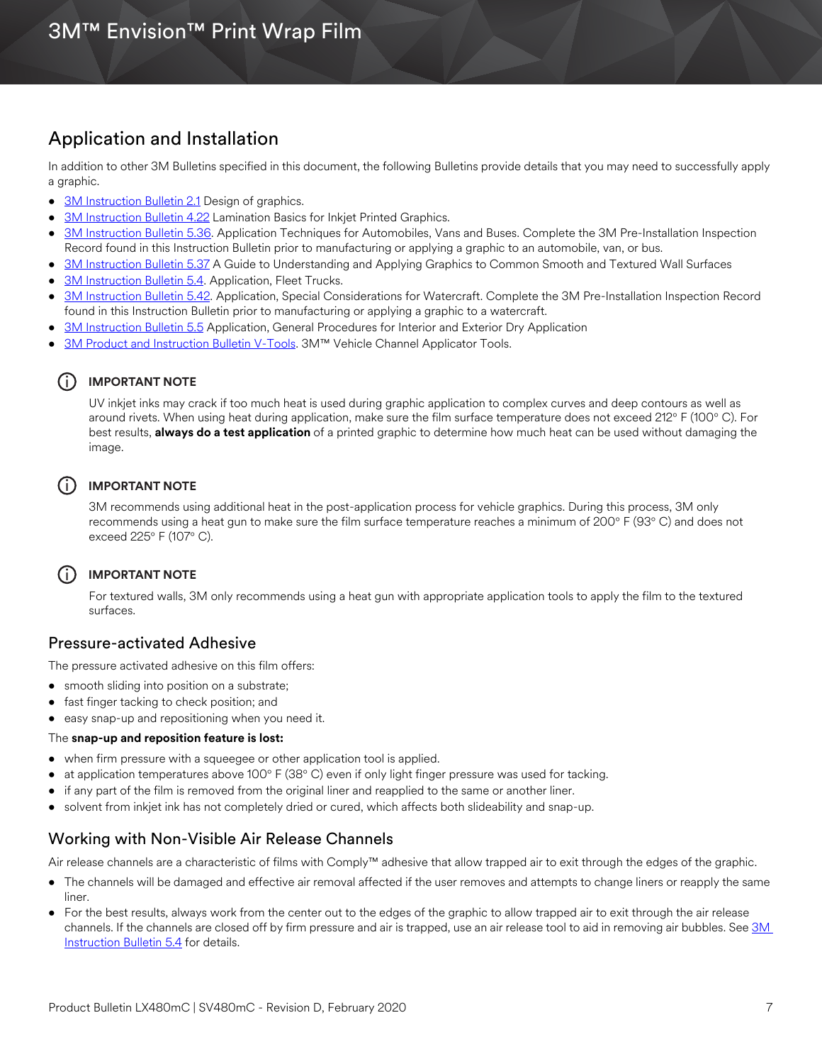## Application and Installation

In addition to other 3M Bulletins specified in this document, the following Bulletins provide details that you may need to successfully apply a graphic.

- 3M Instruction Bulletin 2.1 Design of graphics.
- 3M Instruction Bulletin 4.22 Lamination Basics for Inkjet Printed Graphics.
- 3M Instruction Bulletin 5.36. Application Techniques for Automobiles, Vans and Buses. Complete the 3M Pre-Installation Inspection Record found in this Instruction Bulletin prior to manufacturing or applying a graphic to an automobile, van, or bus.
- 3M Instruction Bulletin 5.37 A Guide to Understanding and Applying Graphics to Common Smooth and Textured Wall Surfaces
- 3M Instruction Bulletin 5.4. Application, Fleet Trucks.
- 3M Instruction Bulletin 5.42. Application, Special Considerations for Watercraft. Complete the 3M Pre-Installation Inspection Record found in this Instruction Bulletin prior to manufacturing or applying a graphic to a watercraft.
- 3M Instruction Bulletin 5.5 Application, General Procedures for Interior and Exterior Dry Application
- 3M Product and Instruction Bulletin V-Tools. 3M™ Vehicle Channel Applicator Tools.

**IMPORTANT NOTE**

UV inkjet inks may crack if too much heat is used during graphic application to complex curves and deep contours as well as around rivets. When using heat during application, make sure the film surface temperature does not exceed 212° F (100° C). For best results, **always do a test application** of a printed graphic to determine how much heat can be used without damaging the image.

**IMPORTANT NOTE**

3M recommends using additional heat in the post-application process for vehicle graphics. During this process, 3M only recommends using a heat gun to make sure the film surface temperature reaches a minimum of 200° F (93° C) and does not exceed 225° F (107° C).

**IMPORTANT NOTE**

For textured walls, 3M only recommends using a heat gun with appropriate application tools to apply the film to the textured surfaces.

### Pressure-activated Adhesive

The pressure activated adhesive on this film offers:

- smooth sliding into position on a substrate;
- fast finger tacking to check position; and
- easy snap-up and repositioning when you need it.

The **snap-up and reposition feature is lost:**

- when firm pressure with a squeegee or other application tool is applied.
- at application temperatures above 100° F (38° C) even if only light finger pressure was used for tacking.
- if any part of the film is removed from the original liner and reapplied to the same or another liner.
- solvent from inkjet ink has not completely dried or cured, which affects both slideability and snap-up.

### Working with Non-Visible Air Release Channels

Air release channels are a characteristic of films with Comply™ adhesive that allow trapped air to exit through the edges of the graphic.

- The channels will be damaged and effective air removal affected if the user removes and attempts to change liners or reapply the same liner.
- For the best results, always work from the center out to the edges of the graphic to allow trapped air to exit through the air release channels. If the channels are closed off by firm pressure and air is trapped, use an air release tool to aid in removing air bubbles. See 3M Instruction Bulletin 5.4 for details.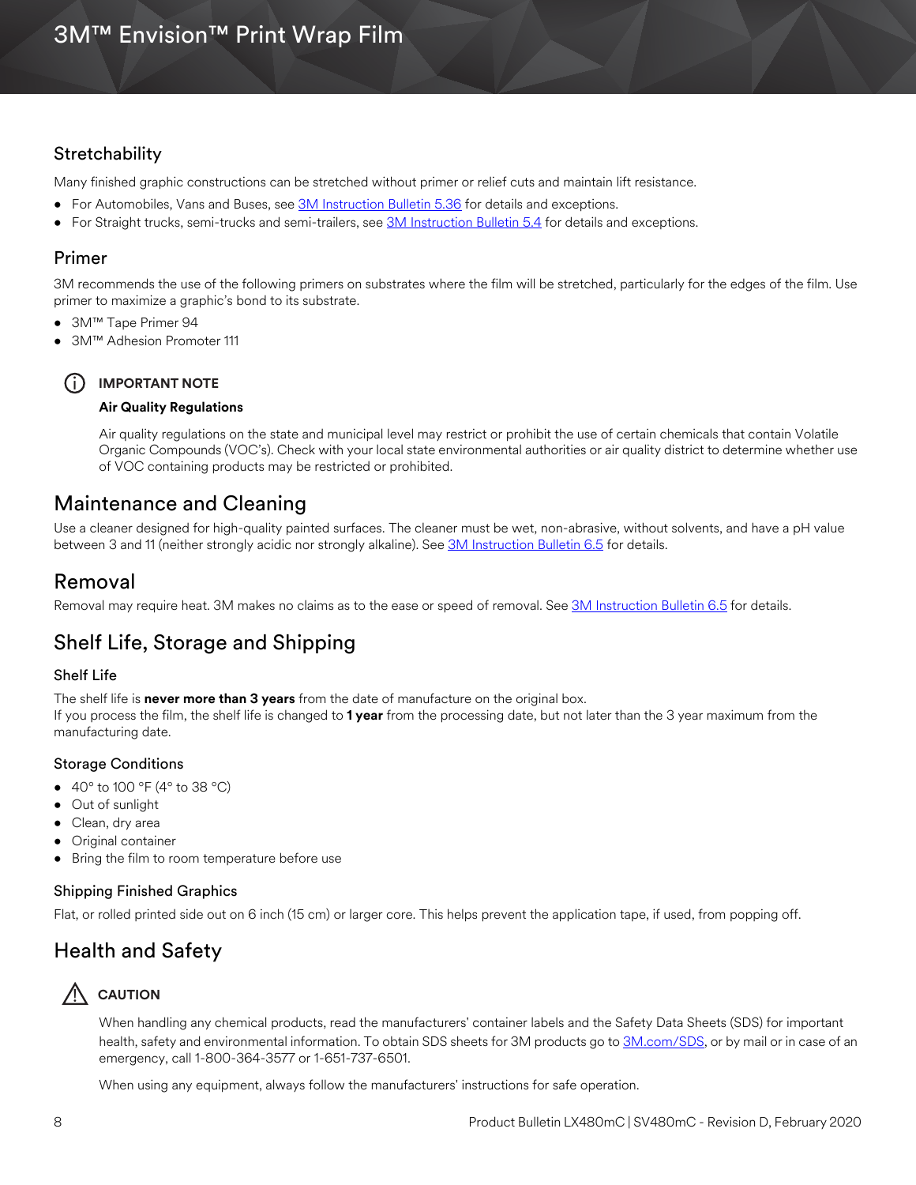### Stretchability

Many finished graphic constructions can be stretched without primer or relief cuts and maintain lift resistance.

- For Automobiles, Vans and Buses, see 3M Instruction Bulletin 5.36 for details and exceptions.
- For Straight trucks, semi-trucks and semi-trailers, see 3M Instruction Bulletin 5.4 for details and exceptions.

### Primer

3M recommends the use of the following primers on substrates where the film will be stretched, particularly for the edges of the film. Use primer to maximize a graphic's bond to its substrate.

- 3M™ Tape Primer 94
- 3M™ Adhesion Promoter 111

> **IMPORTANT NOTE**
>
> **Air Quality Regulations**
>
> Air quality regulations on the state and municipal level may restrict or prohibit the use of certain chemicals that contain Volatile Organic Compounds (VOC's). Check with your local state environmental authorities or air quality district to determine whether use of VOC containing products may be restricted or prohibited.

## Maintenance and Cleaning

Use a cleaner designed for high-quality painted surfaces. The cleaner must be wet, non-abrasive, without solvents, and have a pH value between 3 and 11 (neither strongly acidic nor strongly alkaline). See 3M Instruction Bulletin 6.5 for details.

## Removal

Removal may require heat. 3M makes no claims as to the ease or speed of removal. See 3M Instruction Bulletin 6.5 for details.

## Shelf Life, Storage and Shipping

### Shelf Life

The shelf life is **never more than 3 years** from the date of manufacture on the original box.
If you process the film, the shelf life is changed to **1 year** from the processing date, but not later than the 3 year maximum from the manufacturing date.

### Storage Conditions

- 40° to 100 °F (4° to 38 °C)
- Out of sunlight
- Clean, dry area
- Original container
- Bring the film to room temperature before use

### Shipping Finished Graphics

Flat, or rolled printed side out on 6 inch (15 cm) or larger core. This helps prevent the application tape, if used, from popping off.

## Health and Safety

> **CAUTION**
>
> When handling any chemical products, read the manufacturers' container labels and the Safety Data Sheets (SDS) for important health, safety and environmental information. To obtain SDS sheets for 3M products go to 3M.com/SDS, or by mail or in case of an emergency, call 1-800-364-3577 or 1-651-737-6501.
>
> When using any equipment, always follow the manufacturers' instructions for safe operation.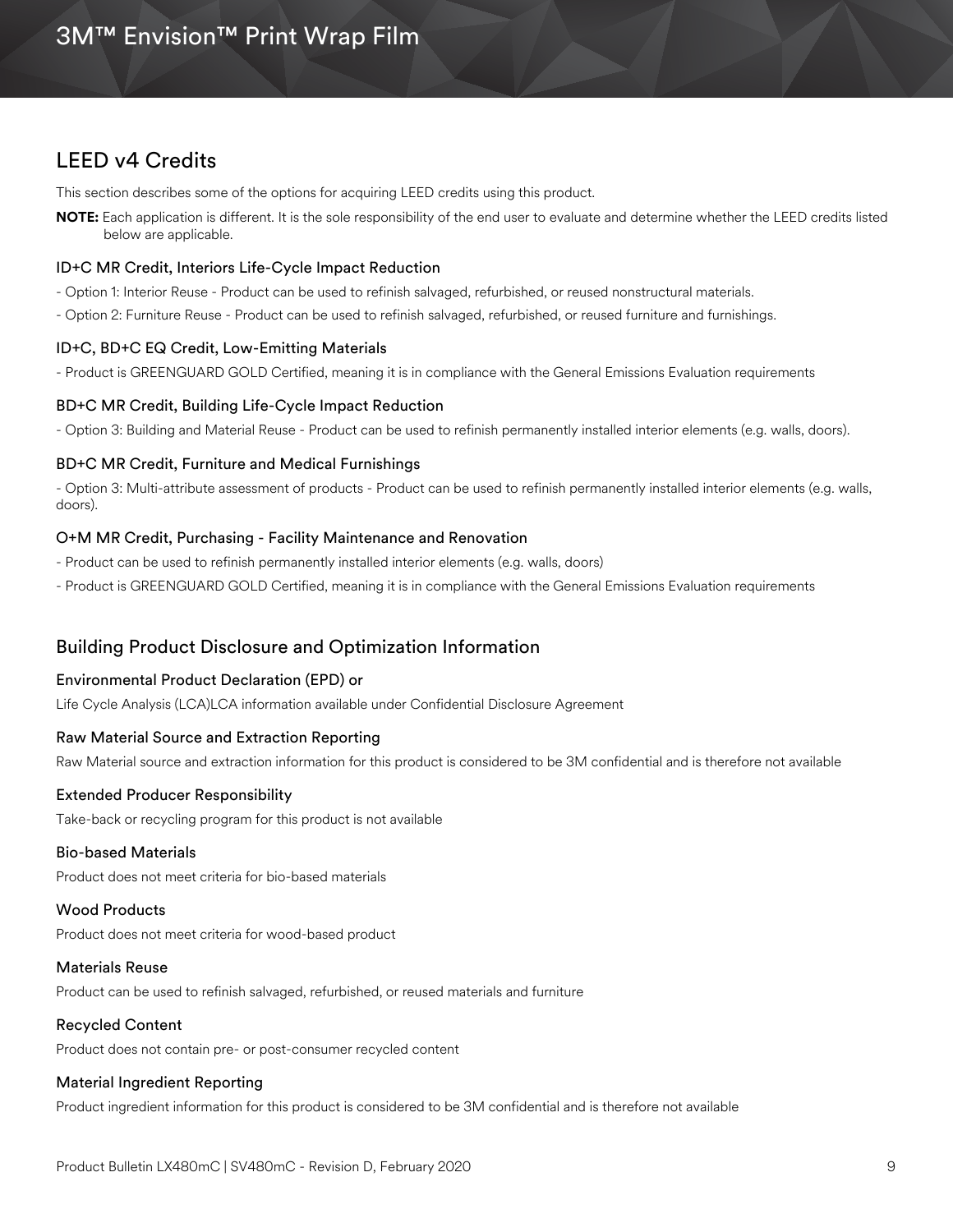## LEED v4 Credits

This section describes some of the options for acquiring LEED credits using this product.

**NOTE:** Each application is different. It is the sole responsibility of the end user to evaluate and determine whether the LEED credits listed below are applicable.

### ID+C MR Credit, Interiors Life-Cycle Impact Reduction

- Option 1: Interior Reuse - Product can be used to refinish salvaged, refurbished, or reused nonstructural materials.
- Option 2: Furniture Reuse - Product can be used to refinish salvaged, refurbished, or reused furniture and furnishings.

### ID+C, BD+C EQ Credit, Low-Emitting Materials

- Product is GREENGUARD GOLD Certified, meaning it is in compliance with the General Emissions Evaluation requirements

### BD+C MR Credit, Building Life-Cycle Impact Reduction

- Option 3: Building and Material Reuse - Product can be used to refinish permanently installed interior elements (e.g. walls, doors).

### BD+C MR Credit, Furniture and Medical Furnishings

- Option 3: Multi-attribute assessment of products - Product can be used to refinish permanently installed interior elements (e.g. walls, doors).

### O+M MR Credit, Purchasing - Facility Maintenance and Renovation

- Product can be used to refinish permanently installed interior elements (e.g. walls, doors)
- Product is GREENGUARD GOLD Certified, meaning it is in compliance with the General Emissions Evaluation requirements

## Building Product Disclosure and Optimization Information

### Environmental Product Declaration (EPD) or

Life Cycle Analysis (LCA)LCA information available under Confidential Disclosure Agreement

### Raw Material Source and Extraction Reporting

Raw Material source and extraction information for this product is considered to be 3M confidential and is therefore not available

### Extended Producer Responsibility

Take-back or recycling program for this product is not available

### Bio-based Materials

Product does not meet criteria for bio-based materials

### Wood Products

Product does not meet criteria for wood-based product

### Materials Reuse

Product can be used to refinish salvaged, refurbished, or reused materials and furniture

### Recycled Content

Product does not contain pre- or post-consumer recycled content

### Material Ingredient Reporting

Product ingredient information for this product is considered to be 3M confidential and is therefore not available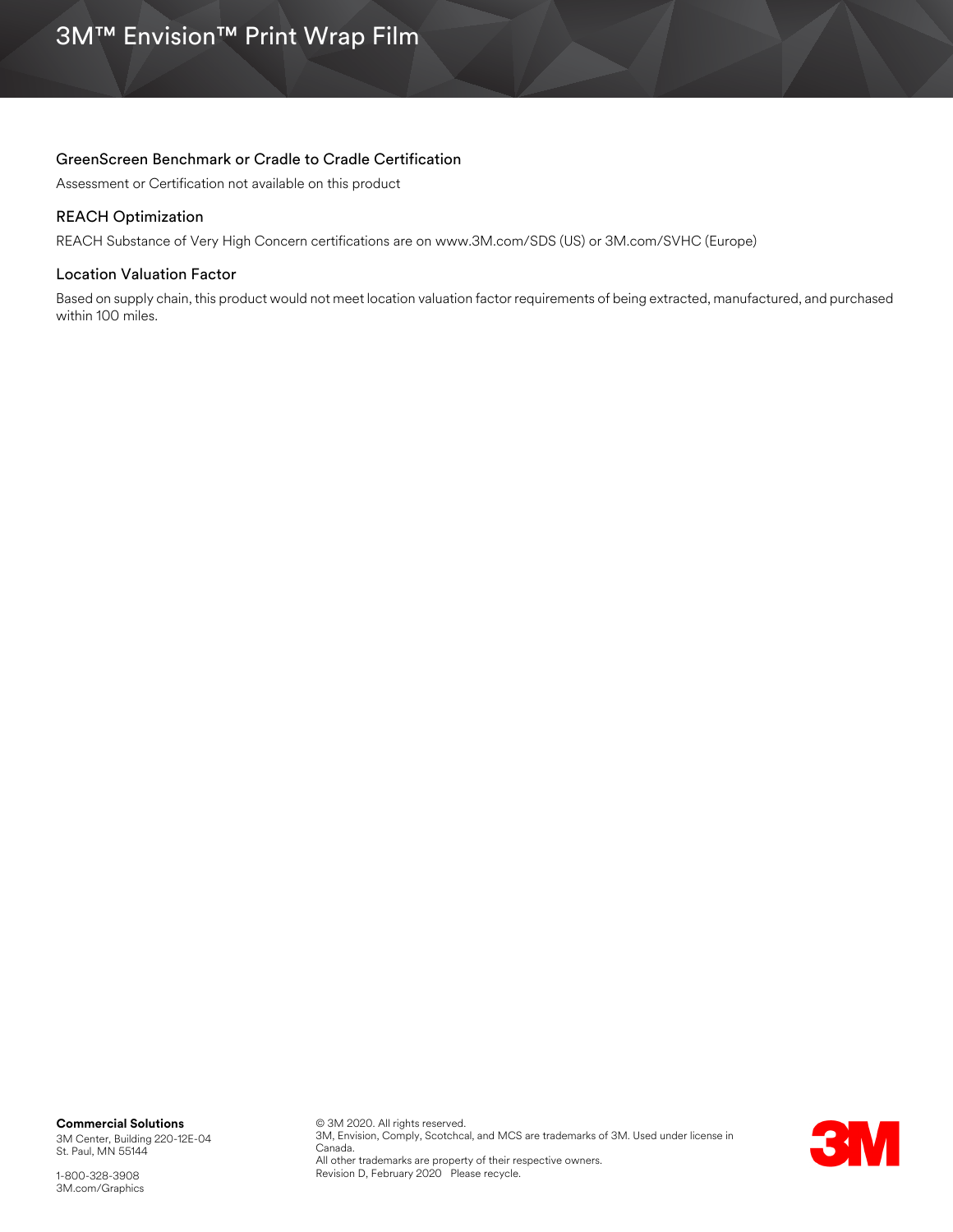### GreenScreen Benchmark or Cradle to Cradle Certification

Assessment or Certification not available on this product

### REACH Optimization

REACH Substance of Very High Concern certifications are on www.3M.com/SDS (US) or 3M.com/SVHC (Europe)

### Location Valuation Factor

Based on supply chain, this product would not meet location valuation factor requirements of being extracted, manufactured, and purchased within 100 miles.

**Commercial Solutions**
3M Center, Building 220-12E-04
St. Paul, MN 55144

1-800-328-3908
3M.com/Graphics

© 3M 2020. All rights reserved.
3M, Envision, Comply, Scotchcal, and MCS are trademarks of 3M. Used under license in Canada.
All other trademarks are property of their respective owners.
Revision D, February 2020 Please recycle.